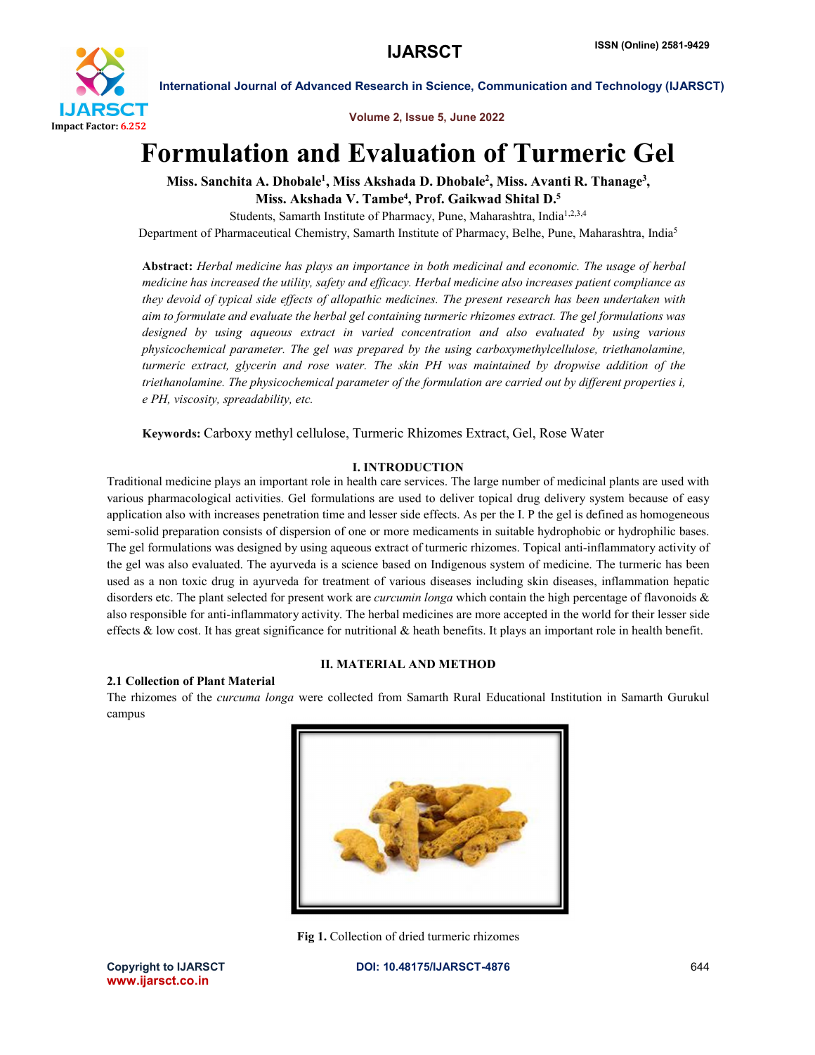# Formulation and Evaluation of Turmeric Gel

**Miss. Sanchita A. Dhobale[1], Miss Akshada D. Dhobale[2], Miss. Avanti R. Thanage[3], Miss. Akshada V. Tambe[4], Prof. Gaikwad Shital D.[5]**

Students, Samarth Institute of Pharmacy, Pune, Maharashtra, India[1,2,3,4]

Department of Pharmaceutical Chemistry, Samarth Institute of Pharmacy, Belhe, Pune, Maharashtra, India[5]

**Abstract:** *Herbal medicine has plays an importance in both medicinal and economic. The usage of herbal medicine has increased the utility, safety and efficacy. Herbal medicine also increases patient compliance as they devoid of typical side effects of allopathic medicines. The present research has been undertaken with aim to formulate and evaluate the herbal gel containing turmeric rhizomes extract. The gel formulations was designed by using aqueous extract in varied concentration and also evaluated by using various physicochemical parameter. The gel was prepared by the using carboxymethylcellulose, triethanolamine, turmeric extract, glycerin and rose water. The skin PH was maintained by dropwise addition of the triethanolamine. The physicochemical parameter of the formulation are carried out by different properties i, e PH, viscosity, spreadability, etc.*

**Keywords:** Carboxy methyl cellulose, Turmeric Rhizomes Extract, Gel, Rose Water

## I. INTRODUCTION

Traditional medicine plays an important role in health care services. The large number of medicinal plants are used with various pharmacological activities. Gel formulations are used to deliver topical drug delivery system because of easy application also with increases penetration time and lesser side effects. As per the I. P the gel is defined as homogeneous semi-solid preparation consists of dispersion of one or more medicaments in suitable hydrophobic or hydrophilic bases. The gel formulations was designed by using aqueous extract of turmeric rhizomes. Topical anti-inflammatory activity of the gel was also evaluated. The ayurveda is a science based on Indigenous system of medicine. The turmeric has been used as a non toxic drug in ayurveda for treatment of various diseases including skin diseases, inflammation hepatic disorders etc. The plant selected for present work are *curcumin longa* which contain the high percentage of flavonoids & also responsible for anti-inflammatory activity. The herbal medicines are more accepted in the world for their lesser side effects & low cost. It has great significance for nutritional & heath benefits. It plays an important role in health benefit.

## II. MATERIAL AND METHOD

### 2.1 Collection of Plant Material

The rhizomes of the *curcuma longa* were collected from Samarth Rural Educational Institution in Samarth Gurukul campus

**Fig 1.** Collection of dried turmeric rhizomes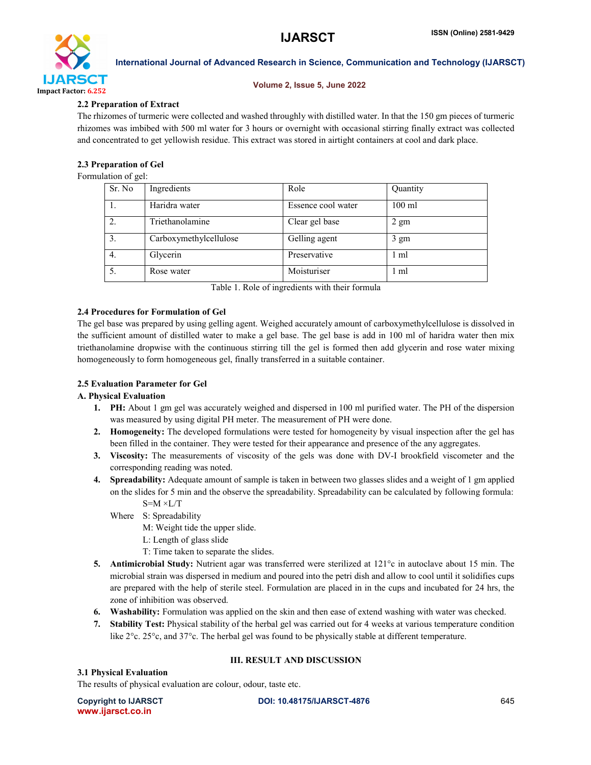### 2.2 Preparation of Extract

The rhizomes of turmeric were collected and washed throughly with distilled water. In that the 150 gm pieces of turmeric rhizomes was imbibed with 500 ml water for 3 hours or overnight with occasional stirring finally extract was collected and concentrated to get yellowish residue. This extract was stored in airtight containers at cool and dark place.

### 2.3 Preparation of Gel

Formulation of gel:

| Sr. No | Ingredients | Role | Quantity |
|---|---|---|---|
| 1. | Haridra water | Essence cool water | 100 ml |
| 2. | Triethanolamine | Clear gel base | 2 gm |
| 3. | Carboxymethylcellulose | Gelling agent | 3 gm |
| 4. | Glycerin | Preservative | 1 ml |
| 5. | Rose water | Moisturiser | 1 ml |

Table 1. Role of ingredients with their formula

### 2.4 Procedures for Formulation of Gel

The gel base was prepared by using gelling agent. Weighed accurately amount of carboxymethylcellulose is dissolved in the sufficient amount of distilled water to make a gel base. The gel base is add in 100 ml of haridra water then mix triethanolamine dropwise with the continuous stirring till the gel is formed then add glycerin and rose water mixing homogeneously to form homogeneous gel, finally transferred in a suitable container.

### 2.5 Evaluation Parameter for Gel

**A. Physical Evaluation**

1. **PH:** About 1 gm gel was accurately weighed and dispersed in 100 ml purified water. The PH of the dispersion was measured by using digital PH meter. The measurement of PH were done.
2. **Homogeneity:** The developed formulations were tested for homogeneity by visual inspection after the gel has been filled in the container. They were tested for their appearance and presence of the any aggregates.
3. **Viscosity:** The measurements of viscosity of the gels was done with DV-I brookfield viscometer and the corresponding reading was noted.
4. **Spreadability:** Adequate amount of sample is taken in between two glasses slides and a weight of 1 gm applied on the slides for 5 min and the observe the spreadability. Spreadability can be calculated by following formula:

   $$S = M \times L/T$$

   Where S: Spreadability
   M: Weight tide the upper slide.
   L: Length of glass slide
   T: Time taken to separate the slides.
5. **Antimicrobial Study:** Nutrient agar was transferred were sterilized at 121°c in autoclave about 15 min. The microbial strain was dispersed in medium and poured into the petri dish and allow to cool until it solidifies cups are prepared with the help of sterile steel. Formulation are placed in in the cups and incubated for 24 hrs, the zone of inhibition was observed.
6. **Washability:** Formulation was applied on the skin and then ease of extend washing with water was checked.
7. **Stability Test:** Physical stability of the herbal gel was carried out for 4 weeks at various temperature condition like 2°c. 25°c, and 37°c. The herbal gel was found to be physically stable at different temperature.

## III. RESULT AND DISCUSSION

### 3.1 Physical Evaluation

The results of physical evaluation are colour, odour, taste etc.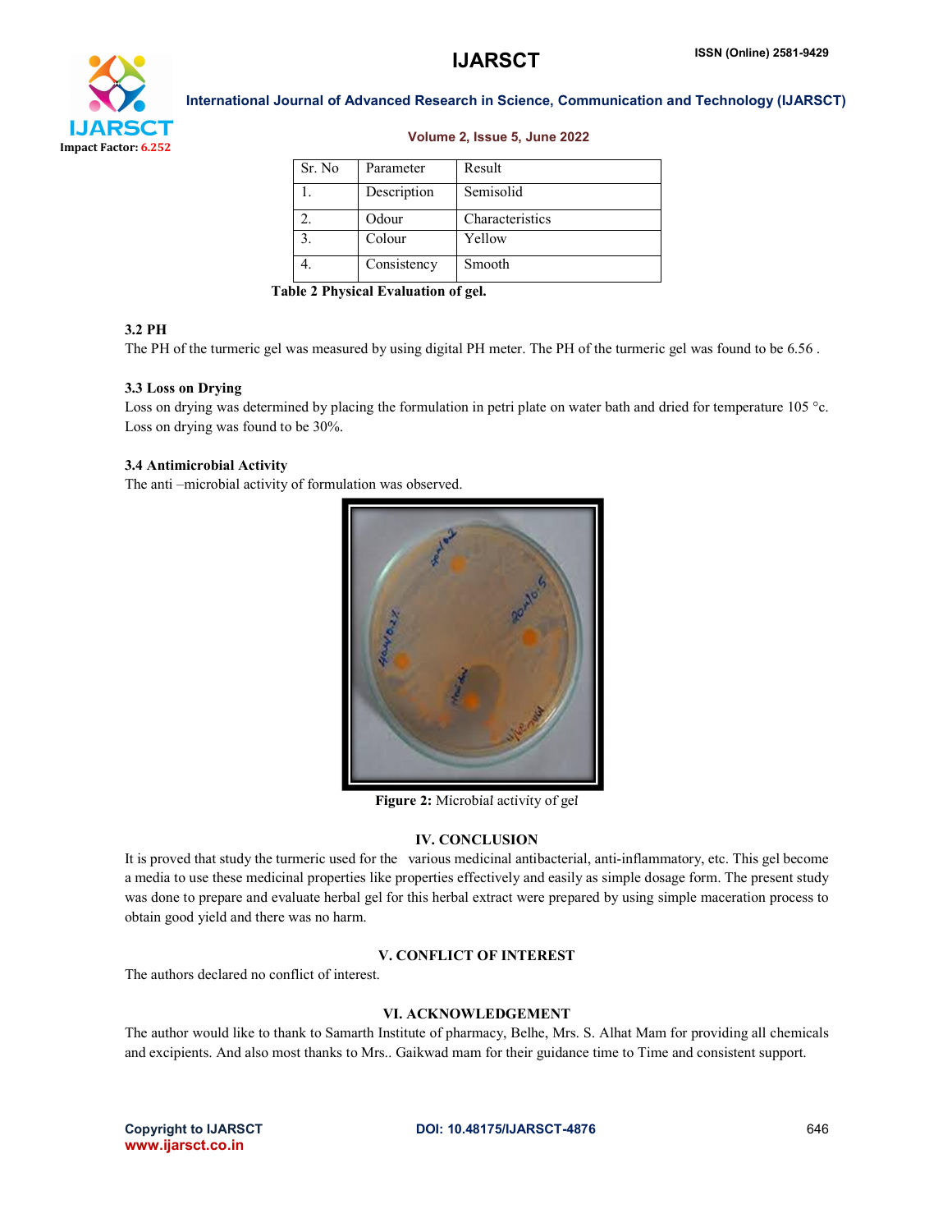| Sr. No | Parameter | Result |
|---|---|---|
| 1. | Description | Semisolid |
| 2. | Odour | Characteristics |
| 3. | Colour | Yellow |
| 4. | Consistency | Smooth |

**Table 2 Physical Evaluation of gel.**

### 3.2 PH

The PH of the turmeric gel was measured by using digital PH meter. The PH of the turmeric gel was found to be 6.56 .

### 3.3 Loss on Drying

Loss on drying was determined by placing the formulation in petri plate on water bath and dried for temperature 105 °c. Loss on drying was found to be 30%.

### 3.4 Antimicrobial Activity

The anti –microbial activity of formulation was observed.

**Figure 2:** Microbial activity of gel

## IV. CONCLUSION

It is proved that study the turmeric used for the various medicinal antibacterial, anti-inflammatory, etc. This gel become a media to use these medicinal properties like properties effectively and easily as simple dosage form. The present study was done to prepare and evaluate herbal gel for this herbal extract were prepared by using simple maceration process to obtain good yield and there was no harm.

## V. CONFLICT OF INTEREST

The authors declared no conflict of interest.

## VI. ACKNOWLEDGEMENT

The author would like to thank to Samarth Institute of pharmacy, Belhe, Mrs. S. Alhat Mam for providing all chemicals and excipients. And also most thanks to Mrs.. Gaikwad mam for their guidance time to Time and consistent support.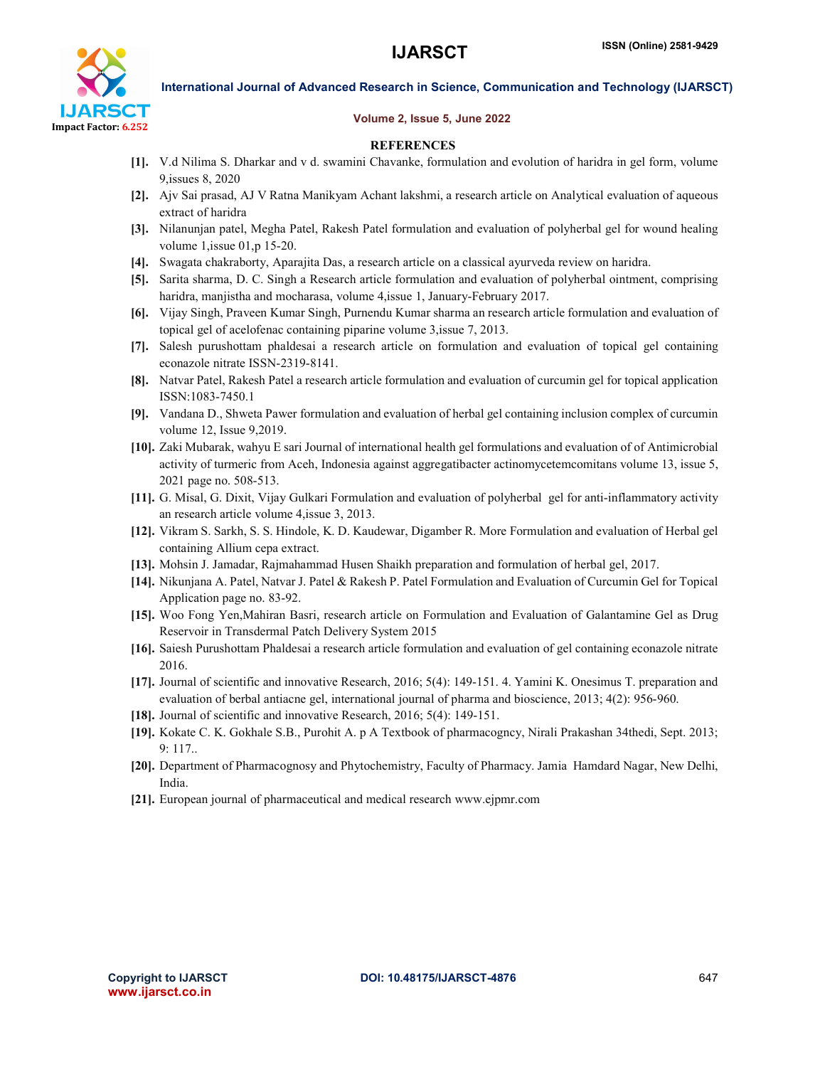## REFERENCES

[1]. V.d Nilima S. Dharkar and v d. swamini Chavanke, formulation and evolution of haridra in gel form, volume 9,issues 8, 2020

[2]. Ajv Sai prasad, AJ V Ratna Manikyam Achant lakshmi, a research article on Analytical evaluation of aqueous extract of haridra

[3]. Nilanunjan patel, Megha Patel, Rakesh Patel formulation and evaluation of polyherbal gel for wound healing volume 1,issue 01,p 15-20.

[4]. Swagata chakraborty, Aparajita Das, a research article on a classical ayurveda review on haridra.

[5]. Sarita sharma, D. C. Singh a Research article formulation and evaluation of polyherbal ointment, comprising haridra, manjistha and mocharasa, volume 4,issue 1, January-February 2017.

[6]. Vijay Singh, Praveen Kumar Singh, Purnendu Kumar sharma an research article formulation and evaluation of topical gel of acelofenac containing piparine volume 3,issue 7, 2013.

[7]. Salesh purushottam phaldesai a research article on formulation and evaluation of topical gel containing econazole nitrate ISSN-2319-8141.

[8]. Natvar Patel, Rakesh Patel a research article formulation and evaluation of curcumin gel for topical application ISSN:1083-7450.1

[9]. Vandana D., Shweta Pawer formulation and evaluation of herbal gel containing inclusion complex of curcumin volume 12, Issue 9,2019.

[10]. Zaki Mubarak, wahyu E sari Journal of international health gel formulations and evaluation of of Antimicrobial activity of turmeric from Aceh, Indonesia against aggregatibacter actinomycetemcomitans volume 13, issue 5, 2021 page no. 508-513.

[11]. G. Misal, G. Dixit, Vijay Gulkari Formulation and evaluation of polyherbal gel for anti-inflammatory activity an research article volume 4,issue 3, 2013.

[12]. Vikram S. Sarkh, S. S. Hindole, K. D. Kaudewar, Digamber R. More Formulation and evaluation of Herbal gel containing Allium cepa extract.

[13]. Mohsin J. Jamadar, Rajmahammad Husen Shaikh preparation and formulation of herbal gel, 2017.

[14]. Nikunjana A. Patel, Natvar J. Patel & Rakesh P. Patel Formulation and Evaluation of Curcumin Gel for Topical Application page no. 83-92.

[15]. Woo Fong Yen,Mahiran Basri, research article on Formulation and Evaluation of Galantamine Gel as Drug Reservoir in Transdermal Patch Delivery System 2015

[16]. Saiesh Purushottam Phaldesai a research article formulation and evaluation of gel containing econazole nitrate 2016.

[17]. Journal of scientific and innovative Research, 2016; 5(4): 149-151. 4. Yamini K. Onesimus T. preparation and evaluation of berbal antiacne gel, international journal of pharma and bioscience, 2013; 4(2): 956-960.

[18]. Journal of scientific and innovative Research, 2016; 5(4): 149-151.

[19]. Kokate C. K. Gokhale S.B., Purohit A. p A Textbook of pharmacogncy, Nirali Prakashan 34thedi, Sept. 2013; 9: 117..

[20]. Department of Pharmacognosy and Phytochemistry, Faculty of Pharmacy. Jamia Hamdard Nagar, New Delhi, India.

[21]. European journal of pharmaceutical and medical research www.ejpmr.com